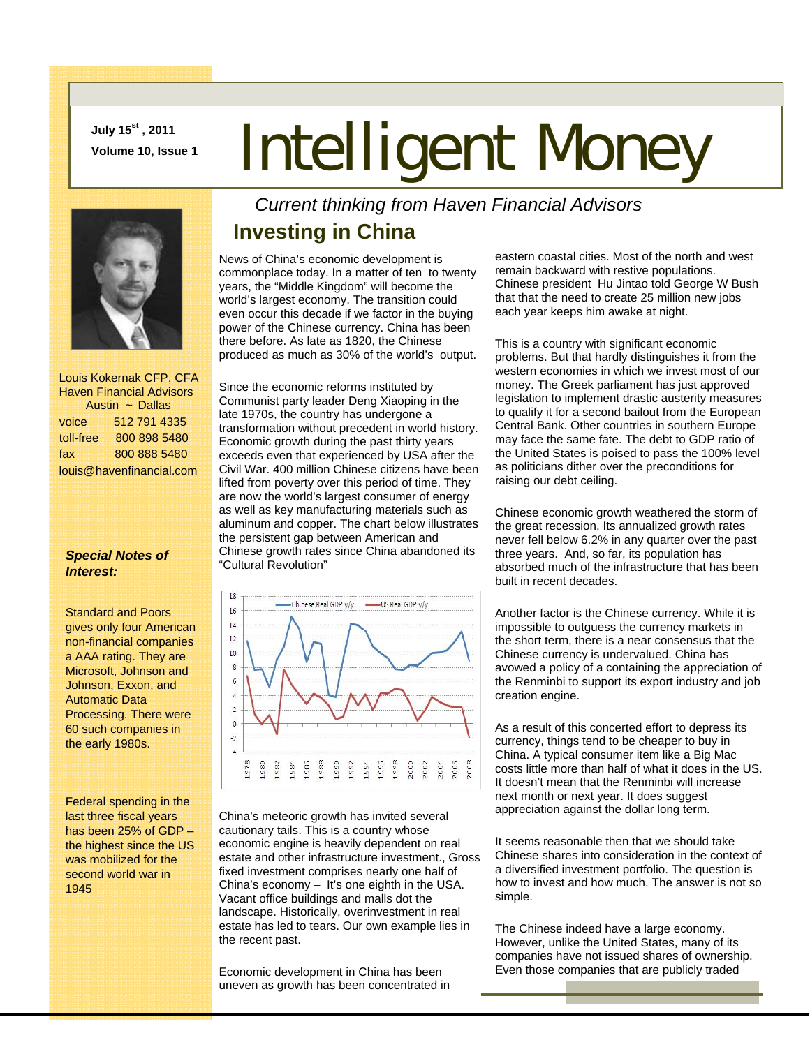July 15st , 2011

Volume 10, Issue 1

# Intelligent Money

*Current thinking from Haven Financial Advisors*

Louis Kokernak CFP, CFA
Haven Financial Advisors
Austin ~ Dallas

voice 512 791 4335
toll-free 800 898 5480
fax 800 888 5480
louis@havenfinancial.com

***Special Notes of Interest:***

Standard and Poors gives only four American non-financial companies a AAA rating. They are Microsoft, Johnson and Johnson, Exxon, and Automatic Data Processing. There were 60 such companies in the early 1980s.

Federal spending in the last three fiscal years has been 25% of GDP – the highest since the US was mobilized for the second world war in 1945

## Investing in China

News of China's economic development is commonplace today. In a matter of ten to twenty years, the "Middle Kingdom" will become the world's largest economy. The transition could even occur this decade if we factor in the buying power of the Chinese currency. China has been there before. As late as 1820, the Chinese produced as much as 30% of the world's output.

Since the economic reforms instituted by Communist party leader Deng Xiaoping in the late 1970s, the country has undergone a transformation without precedent in world history. Economic growth during the past thirty years exceeds even that experienced by USA after the Civil War. 400 million Chinese citizens have been lifted from poverty over this period of time. They are now the world's largest consumer of energy as well as key manufacturing materials such as aluminum and copper. The chart below illustrates the persistent gap between American and Chinese growth rates since China abandoned its "Cultural Revolution"

China's meteoric growth has invited several cautionary tails. This is a country whose economic engine is heavily dependent on real estate and other infrastructure investment., Gross fixed investment comprises nearly one half of China's economy – It's one eighth in the USA. Vacant office buildings and malls dot the landscape. Historically, overinvestment in real estate has led to tears. Our own example lies in the recent past.

Economic development in China has been uneven as growth has been concentrated in eastern coastal cities. Most of the north and west remain backward with restive populations. Chinese president Hu Jintao told George W Bush that that the need to create 25 million new jobs each year keeps him awake at night.

This is a country with significant economic problems. But that hardly distinguishes it from the western economies in which we invest most of our money. The Greek parliament has just approved legislation to implement drastic austerity measures to qualify it for a second bailout from the European Central Bank. Other countries in southern Europe may face the same fate. The debt to GDP ratio of the United States is poised to pass the 100% level as politicians dither over the preconditions for raising our debt ceiling.

Chinese economic growth weathered the storm of the great recession. Its annualized growth rates never fell below 6.2% in any quarter over the past three years. And, so far, its population has absorbed much of the infrastructure that has been built in recent decades.

Another factor is the Chinese currency. While it is impossible to outguess the currency markets in the short term, there is a near consensus that the Chinese currency is undervalued. China has avowed a policy of a containing the appreciation of the Renminbi to support its export industry and job creation engine.

As a result of this concerted effort to depress its currency, things tend to be cheaper to buy in China. A typical consumer item like a Big Mac costs little more than half of what it does in the US. It doesn't mean that the Renminbi will increase next month or next year. It does suggest appreciation against the dollar long term.

It seems reasonable then that we should take Chinese shares into consideration in the context of a diversified investment portfolio. The question is how to invest and how much. The answer is not so simple.

The Chinese indeed have a large economy. However, unlike the United States, many of its companies have not issued shares of ownership. Even those companies that are publicly traded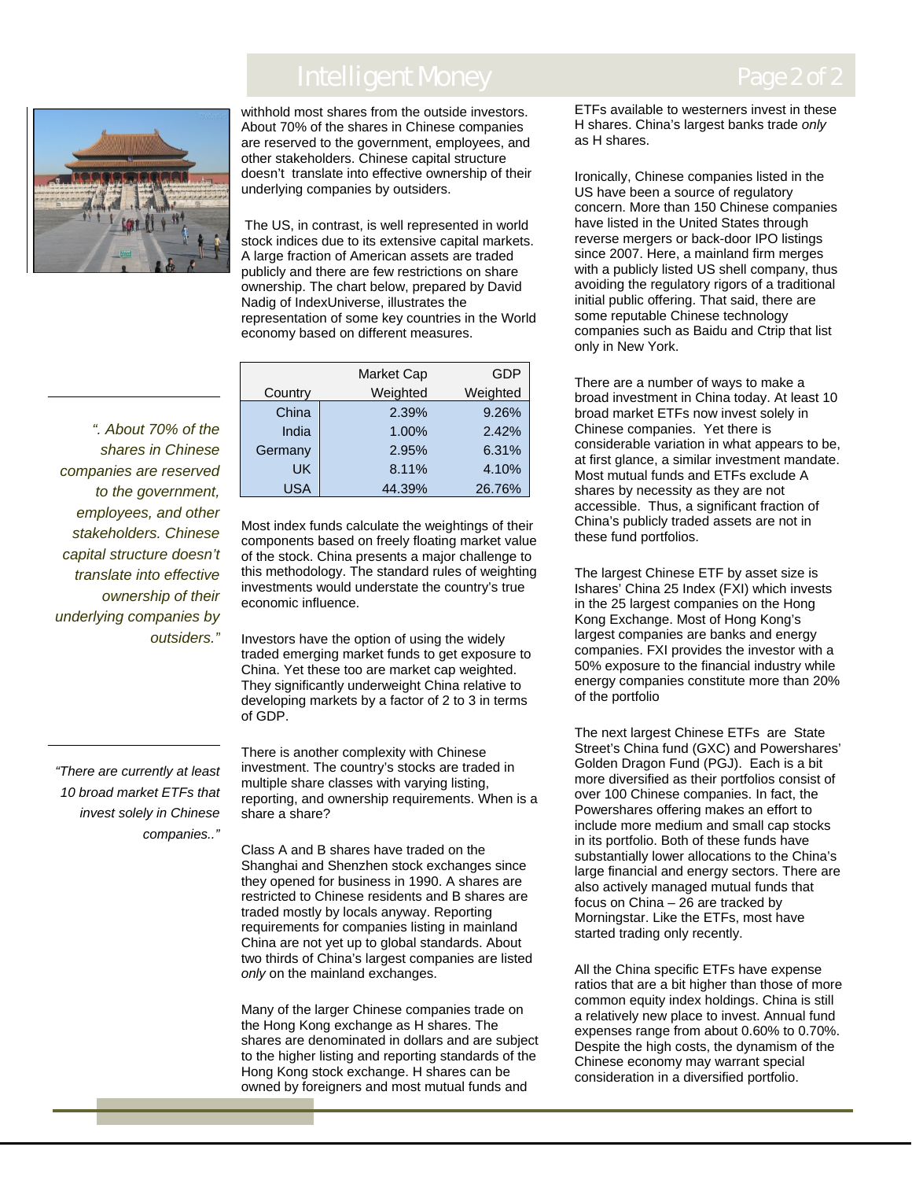withhold most shares from the outside investors. About 70% of the shares in Chinese companies are reserved to the government, employees, and other stakeholders. Chinese capital structure doesn't translate into effective ownership of their underlying companies by outsiders.

The US, in contrast, is well represented in world stock indices due to its extensive capital markets. A large fraction of American assets are traded publicly and there are few restrictions on share ownership. The chart below, prepared by David Nadig of IndexUniverse, illustrates the representation of some key countries in the World economy based on different measures.

| Country | Market Cap Weighted | GDP Weighted |
|---|---|---|
| China | 2.39% | 9.26% |
| India | 1.00% | 2.42% |
| Germany | 2.95% | 6.31% |
| UK | 8.11% | 4.10% |
| USA | 44.39% | 26.76% |

*". About 70% of the shares in Chinese companies are reserved to the government, employees, and other stakeholders. Chinese capital structure doesn't translate into effective ownership of their underlying companies by outsiders."*

Most index funds calculate the weightings of their components based on freely floating market value of the stock. China presents a major challenge to this methodology. The standard rules of weighting investments would understate the country's true economic influence.

Investors have the option of using the widely traded emerging market funds to get exposure to China. Yet these too are market cap weighted. They significantly underweight China relative to developing markets by a factor of 2 to 3 in terms of GDP.

*"There are currently at least 10 broad market ETFs that invest solely in Chinese companies.."*

There is another complexity with Chinese investment. The country's stocks are traded in multiple share classes with varying listing, reporting, and ownership requirements. When is a share a share?

Class A and B shares have traded on the Shanghai and Shenzhen stock exchanges since they opened for business in 1990. A shares are restricted to Chinese residents and B shares are traded mostly by locals anyway. Reporting requirements for companies listing in mainland China are not yet up to global standards. About two thirds of China's largest companies are listed *only* on the mainland exchanges.

Many of the larger Chinese companies trade on the Hong Kong exchange as H shares. The shares are denominated in dollars and are subject to the higher listing and reporting standards of the Hong Kong stock exchange. H shares can be owned by foreigners and most mutual funds and ETFs available to westerners invest in these H shares. China's largest banks trade *only* as H shares.

Ironically, Chinese companies listed in the US have been a source of regulatory concern. More than 150 Chinese companies have listed in the United States through reverse mergers or back-door IPO listings since 2007. Here, a mainland firm merges with a publicly listed US shell company, thus avoiding the regulatory rigors of a traditional initial public offering. That said, there are some reputable Chinese technology companies such as Baidu and Ctrip that list only in New York.

There are a number of ways to make a broad investment in China today. At least 10 broad market ETFs now invest solely in Chinese companies. Yet there is considerable variation in what appears to be, at first glance, a similar investment mandate. Most mutual funds and ETFs exclude A shares by necessity as they are not accessible. Thus, a significant fraction of China's publicly traded assets are not in these fund portfolios.

The largest Chinese ETF by asset size is Ishares' China 25 Index (FXI) which invests in the 25 largest companies on the Hong Kong Exchange. Most of Hong Kong's largest companies are banks and energy companies. FXI provides the investor with a 50% exposure to the financial industry while energy companies constitute more than 20% of the portfolio

The next largest Chinese ETFs are State Street's China fund (GXC) and Powershares' Golden Dragon Fund (PGJ). Each is a bit more diversified as their portfolios consist of over 100 Chinese companies. In fact, the Powershares offering makes an effort to include more medium and small cap stocks in its portfolio. Both of these funds have substantially lower allocations to the China's large financial and energy sectors. There are also actively managed mutual funds that focus on China – 26 are tracked by Morningstar. Like the ETFs, most have started trading only recently.

All the China specific ETFs have expense ratios that are a bit higher than those of more common equity index holdings. China is still a relatively new place to invest. Annual fund expenses range from about 0.60% to 0.70%. Despite the high costs, the dynamism of the Chinese economy may warrant special consideration in a diversified portfolio.